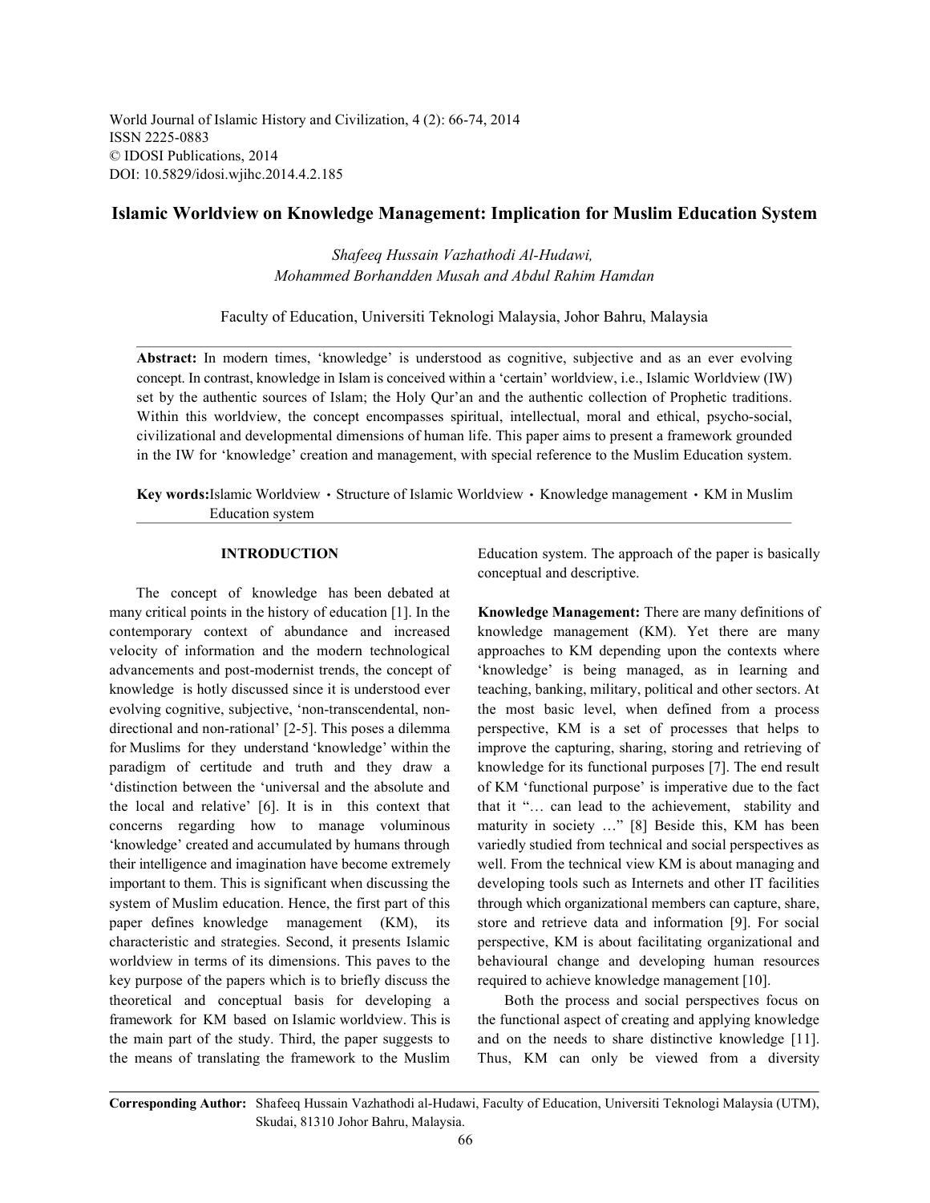World Journal of Islamic History and Civilization, 4 (2): 66-74, 2014
ISSN 2225-0883
© IDOSI Publications, 2014
DOI: 10.5829/idosi.wjihc.2014.4.2.185

# Islamic Worldview on Knowledge Management: Implication for Muslim Education System

*Shafeeq Hussain Vazhathodi Al-Hudawi, Mohammed Borhandden Musah and Abdul Rahim Hamdan*

Faculty of Education, Universiti Teknologi Malaysia, Johor Bahru, Malaysia

**Abstract:** In modern times, 'knowledge' is understood as cognitive, subjective and as an ever evolving concept. In contrast, knowledge in Islam is conceived within a 'certain' worldview, i.e., Islamic Worldview (IW) set by the authentic sources of Islam; the Holy Qur'an and the authentic collection of Prophetic traditions. Within this worldview, the concept encompasses spiritual, intellectual, moral and ethical, psycho-social, civilizational and developmental dimensions of human life. This paper aims to present a framework grounded in the IW for 'knowledge' creation and management, with special reference to the Muslim Education system.

**Key words:** Islamic Worldview • Structure of Islamic Worldview • Knowledge management • KM in Muslim Education system

## INTRODUCTION

The concept of knowledge has been debated at many critical points in the history of education [1]. In the contemporary context of abundance and increased velocity of information and the modern technological advancements and post-modernist trends, the concept of knowledge is hotly discussed since it is understood ever evolving cognitive, subjective, 'non-transcendental, non-directional and non-rational' [2-5]. This poses a dilemma for Muslims for they understand 'knowledge' within the paradigm of certitude and truth and they draw a 'distinction between the 'universal and the absolute and the local and relative' [6]. It is in this context that concerns regarding how to manage voluminous 'knowledge' created and accumulated by humans through their intelligence and imagination have become extremely important to them. This is significant when discussing the system of Muslim education. Hence, the first part of this paper defines knowledge management (KM), its characteristic and strategies. Second, it presents Islamic worldview in terms of its dimensions. This paves to the key purpose of the papers which is to briefly discuss the theoretical and conceptual basis for developing a framework for KM based on Islamic worldview. This is the main part of the study. Third, the paper suggests to the means of translating the framework to the Muslim Education system. The approach of the paper is basically conceptual and descriptive.

**Knowledge Management:** There are many definitions of knowledge management (KM). Yet there are many approaches to KM depending upon the contexts where 'knowledge' is being managed, as in learning and teaching, banking, military, political and other sectors. At the most basic level, when defined from a process perspective, KM is a set of processes that helps to improve the capturing, sharing, storing and retrieving of knowledge for its functional purposes [7]. The end result of KM 'functional purpose' is imperative due to the fact that it "… can lead to the achievement, stability and maturity in society …" [8] Beside this, KM has been variedly studied from technical and social perspectives as well. From the technical view KM is about managing and developing tools such as Internets and other IT facilities through which organizational members can capture, share, store and retrieve data and information [9]. For social perspective, KM is about facilitating organizational and behavioural change and developing human resources required to achieve knowledge management [10].

Both the process and social perspectives focus on the functional aspect of creating and applying knowledge and on the needs to share distinctive knowledge [11]. Thus, KM can only be viewed from a diversity

**Corresponding Author:** Shafeeq Hussain Vazhathodi al-Hudawi, Faculty of Education, Universiti Teknologi Malaysia (UTM), Skudai, 81310 Johor Bahru, Malaysia.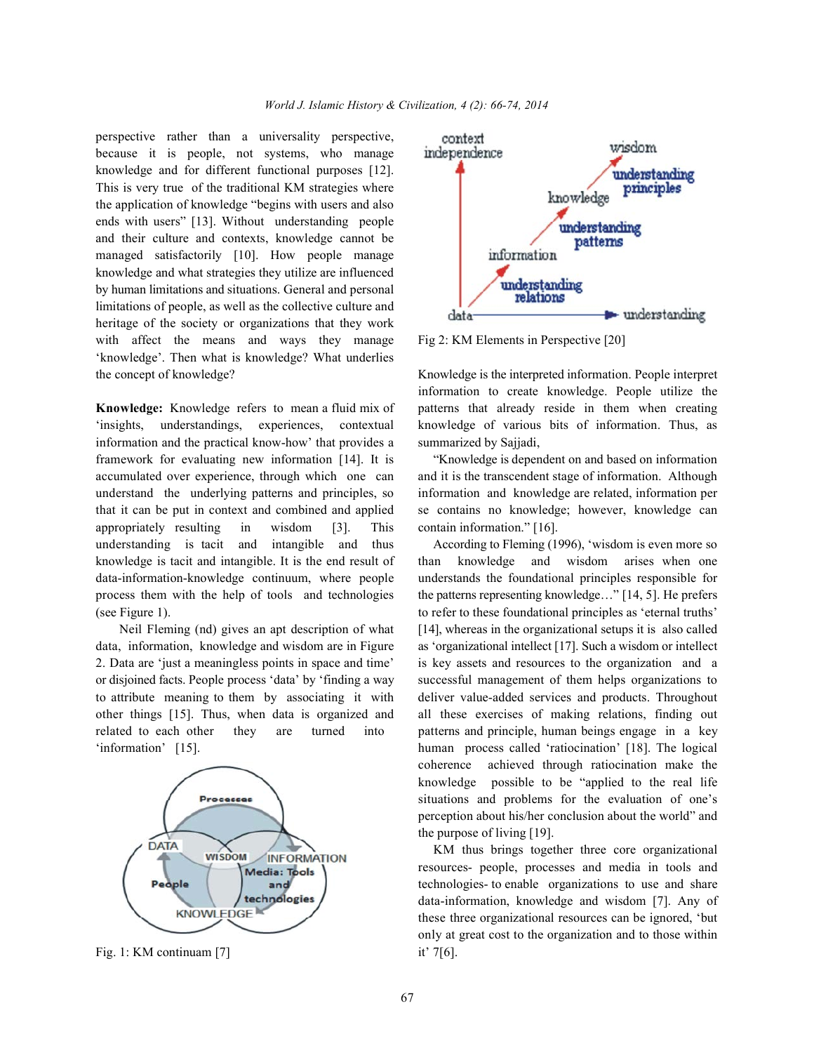perspective rather than a universality perspective, because it is people, not systems, who manage knowledge and for different functional purposes [12]. This is very true of the traditional KM strategies where the application of knowledge "begins with users and also ends with users" [13]. Without understanding people and their culture and contexts, knowledge cannot be managed satisfactorily [10]. How people manage knowledge and what strategies they utilize are influenced by human limitations and situations. General and personal limitations of people, as well as the collective culture and heritage of the society or organizations that they work with affect the means and ways they manage 'knowledge'. Then what is knowledge? What underlies the concept of knowledge?

**Knowledge:** Knowledge refers to mean a fluid mix of 'insights, understandings, experiences, contextual information and the practical know-how' that provides a framework for evaluating new information [14]. It is accumulated over experience, through which one can understand the underlying patterns and principles, so that it can be put in context and combined and applied appropriately resulting in wisdom [3]. This understanding is tacit and intangible and thus knowledge is tacit and intangible. It is the end result of data-information-knowledge continuum, where people process them with the help of tools and technologies (see Figure 1).

Neil Fleming (nd) gives an apt description of what data, information, knowledge and wisdom are in Figure 2. Data are 'just a meaningless points in space and time' or disjoined facts. People process 'data' by 'finding a way to attribute meaning to them by associating it with other things [15]. Thus, when data is organized and related to each other they are turned into 'information' [15].

Fig. 1: KM continaum [7]

Fig 2: KM Elements in Perspective [20]

Knowledge is the interpreted information. People interpret information to create knowledge. People utilize the patterns that already reside in them when creating knowledge of various bits of information. Thus, as summarized by Sajjadi,

"Knowledge is dependent on and based on information and it is the transcendent stage of information. Although information and knowledge are related, information per se contains no knowledge; however, knowledge can contain information." [16].

According to Fleming (1996), 'wisdom is even more so than knowledge and wisdom arises when one understands the foundational principles responsible for the patterns representing knowledge…" [14, 5]. He prefers to refer to these foundational principles as 'eternal truths' [14], whereas in the organizational setups it is also called as 'organizational intellect [17]. Such a wisdom or intellect is key assets and resources to the organization and a successful management of them helps organizations to deliver value-added services and products. Throughout all these exercises of making relations, finding out patterns and principle, human beings engage in a key human process called 'ratiocination' [18]. The logical coherence achieved through ratiocination make the knowledge possible to be "applied to the real life situations and problems for the evaluation of one's perception about his/her conclusion about the world" and the purpose of living [19].

KM thus brings together three core organizational resources- people, processes and media in tools and technologies- to enable organizations to use and share data-information, knowledge and wisdom [7]. Any of these three organizational resources can be ignored, 'but only at great cost to the organization and to those within it' 7[6].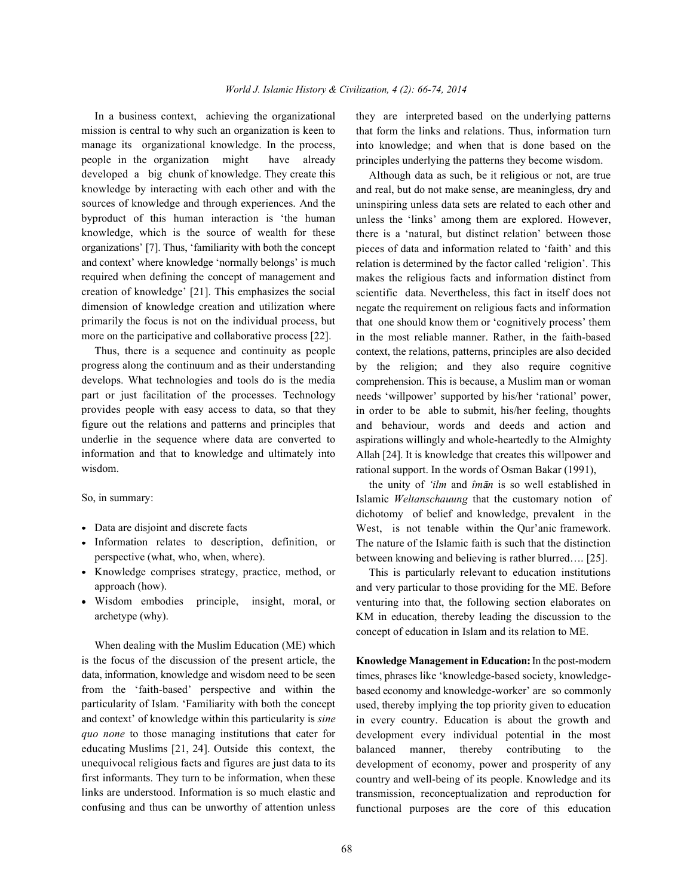In a business context, achieving the organizational mission is central to why such an organization is keen to manage its organizational knowledge. In the process, people in the organization might have already developed a big chunk of knowledge. They create this knowledge by interacting with each other and with the sources of knowledge and through experiences. And the byproduct of this human interaction is 'the human knowledge, which is the source of wealth for these organizations' [7]. Thus, 'familiarity with both the concept and context' where knowledge 'normally belongs' is much required when defining the concept of management and creation of knowledge' [21]. This emphasizes the social dimension of knowledge creation and utilization where primarily the focus is not on the individual process, but more on the participative and collaborative process [22].

Thus, there is a sequence and continuity as people progress along the continuum and as their understanding develops. What technologies and tools do is the media part or just facilitation of the processes. Technology provides people with easy access to data, so that they figure out the relations and patterns and principles that underlie in the sequence where data are converted to information and that to knowledge and ultimately into wisdom.

So, in summary:

- Data are disjoint and discrete facts
- Information relates to description, definition, or perspective (what, who, when, where).
- Knowledge comprises strategy, practice, method, or approach (how).
- Wisdom embodies principle, insight, moral, or archetype (why).

When dealing with the Muslim Education (ME) which is the focus of the discussion of the present article, the data, information, knowledge and wisdom need to be seen from the 'faith-based' perspective and within the particularity of Islam. 'Familiarity with both the concept and context' of knowledge within this particularity is *sine quo none* to those managing institutions that cater for educating Muslims [21, 24]. Outside this context, the unequivocal religious facts and figures are just data to its first informants. They turn to be information, when these links are understood. Information is so much elastic and confusing and thus can be unworthy of attention unless they are interpreted based on the underlying patterns that form the links and relations. Thus, information turn into knowledge; and when that is done based on the principles underlying the patterns they become wisdom.

Although data as such, be it religious or not, are true and real, but do not make sense, are meaningless, dry and uninspiring unless data sets are related to each other and unless the 'links' among them are explored. However, there is a 'natural, but distinct relation' between those pieces of data and information related to 'faith' and this relation is determined by the factor called 'religion'. This makes the religious facts and information distinct from scientific data. Nevertheless, this fact in itself does not negate the requirement on religious facts and information that one should know them or 'cognitively process' them in the most reliable manner. Rather, in the faith-based context, the relations, patterns, principles are also decided by the religion; and they also require cognitive comprehension. This is because, a Muslim man or woman needs 'willpower' supported by his/her 'rational' power, in order to be able to submit, his/her feeling, thoughts and behaviour, words and deeds and action and aspirations willingly and whole-heartedly to the Almighty Allah [24]. It is knowledge that creates this willpower and rational support. In the words of Osman Bakar (1991),

> the unity of *'ilm* and *îmān* is so well established in Islamic *Weltanschauung* that the customary notion of dichotomy of belief and knowledge, prevalent in the West, is not tenable within the Qur'anic framework. The nature of the Islamic faith is such that the distinction between knowing and believing is rather blurred…. [25].

This is particularly relevant to education institutions and very particular to those providing for the ME. Before venturing into that, the following section elaborates on KM in education, thereby leading the discussion to the concept of education in Islam and its relation to ME.

**Knowledge Management in Education:** In the post-modern times, phrases like 'knowledge-based society, knowledge-based economy and knowledge-worker' are so commonly used, thereby implying the top priority given to education in every country. Education is about the growth and development every individual potential in the most balanced manner, thereby contributing to the development of economy, power and prosperity of any country and well-being of its people. Knowledge and its transmission, reconceptualization and reproduction for functional purposes are the core of this education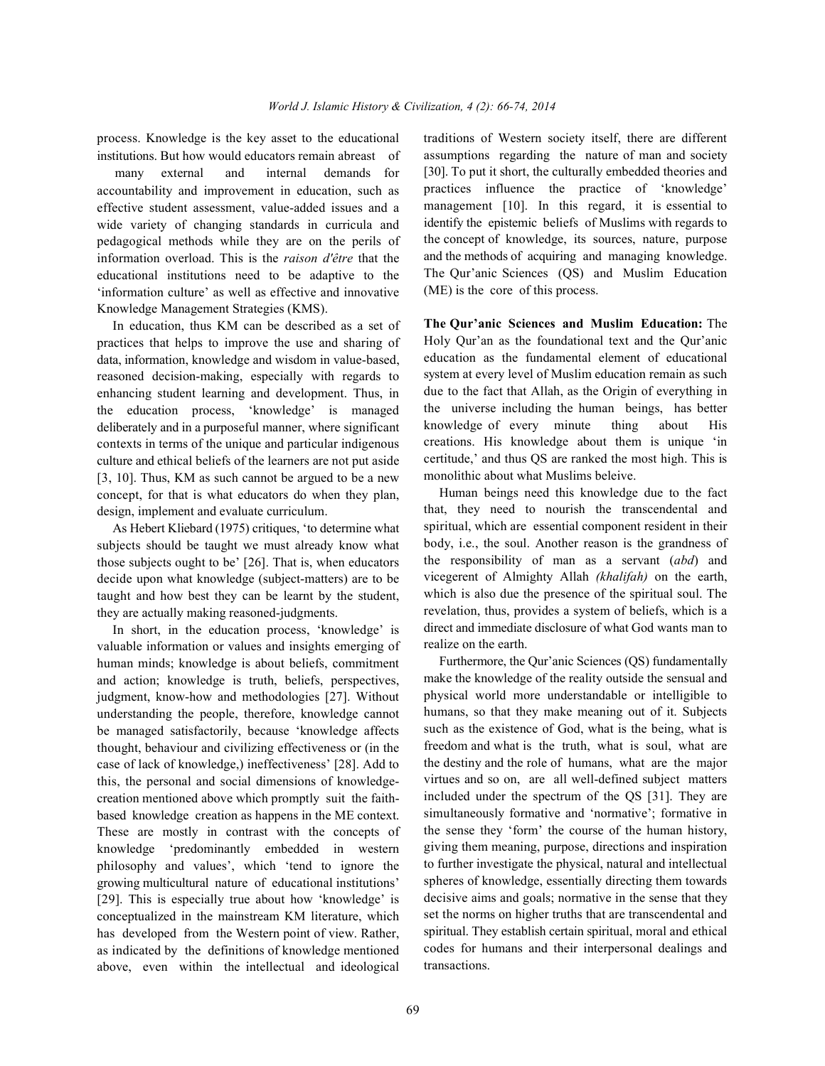process. Knowledge is the key asset to the educational institutions. But how would educators remain abreast of many external and internal demands for accountability and improvement in education, such as effective student assessment, value-added issues and a wide variety of changing standards in curricula and pedagogical methods while they are on the perils of information overload. This is the *raison d'être* that the educational institutions need to be adaptive to the 'information culture' as well as effective and innovative Knowledge Management Strategies (KMS).

In education, thus KM can be described as a set of practices that helps to improve the use and sharing of data, information, knowledge and wisdom in value-based, reasoned decision-making, especially with regards to enhancing student learning and development. Thus, in the education process, 'knowledge' is managed deliberately and in a purposeful manner, where significant contexts in terms of the unique and particular indigenous culture and ethical beliefs of the learners are not put aside [3, 10]. Thus, KM as such cannot be argued to be a new concept, for that is what educators do when they plan, design, implement and evaluate curriculum.

As Hebert Kliebard (1975) critiques, 'to determine what subjects should be taught we must already know what those subjects ought to be' [26]. That is, when educators decide upon what knowledge (subject-matters) are to be taught and how best they can be learnt by the student, they are actually making reasoned-judgments.

In short, in the education process, 'knowledge' is valuable information or values and insights emerging of human minds; knowledge is about beliefs, commitment and action; knowledge is truth, beliefs, perspectives, judgment, know-how and methodologies [27]. Without understanding the people, therefore, knowledge cannot be managed satisfactorily, because 'knowledge affects thought, behaviour and civilizing effectiveness or (in the case of lack of knowledge,) ineffectiveness' [28]. Add to this, the personal and social dimensions of knowledge-creation mentioned above which promptly suit the faith-based knowledge creation as happens in the ME context. These are mostly in contrast with the concepts of knowledge 'predominantly embedded in western philosophy and values', which 'tend to ignore the growing multicultural nature of educational institutions' [29]. This is especially true about how 'knowledge' is conceptualized in the mainstream KM literature, which has developed from the Western point of view. Rather, as indicated by the definitions of knowledge mentioned above, even within the intellectual and ideological traditions of Western society itself, there are different assumptions regarding the nature of man and society [30]. To put it short, the culturally embedded theories and practices influence the practice of 'knowledge' management [10]. In this regard, it is essential to identify the epistemic beliefs of Muslims with regards to the concept of knowledge, its sources, nature, purpose and the methods of acquiring and managing knowledge. The Qur'anic Sciences (QS) and Muslim Education (ME) is the core of this process.

**The Qur'anic Sciences and Muslim Education:** The Holy Qur'an as the foundational text and the Qur'anic education as the fundamental element of educational system at every level of Muslim education remain as such due to the fact that Allah, as the Origin of everything in the universe including the human beings, has better knowledge of every minute thing about His creations. His knowledge about them is unique 'in certitude,' and thus QS are ranked the most high. This is monolithic about what Muslims beleive.

Human beings need this knowledge due to the fact that, they need to nourish the transcendental and spiritual, which are essential component resident in their body, i.e., the soul. Another reason is the grandness of the responsibility of man as a servant (*abd*) and vicegerent of Almighty Allah *(khalifah)* on the earth, which is also due the presence of the spiritual soul. The revelation, thus, provides a system of beliefs, which is a direct and immediate disclosure of what God wants man to realize on the earth.

Furthermore, the Qur'anic Sciences (QS) fundamentally make the knowledge of the reality outside the sensual and physical world more understandable or intelligible to humans, so that they make meaning out of it. Subjects such as the existence of God, what is the being, what is freedom and what is the truth, what is soul, what are the destiny and the role of humans, what are the major virtues and so on, are all well-defined subject matters included under the spectrum of the QS [31]. They are simultaneously formative and 'normative'; formative in the sense they 'form' the course of the human history, giving them meaning, purpose, directions and inspiration to further investigate the physical, natural and intellectual spheres of knowledge, essentially directing them towards decisive aims and goals; normative in the sense that they set the norms on higher truths that are transcendental and spiritual. They establish certain spiritual, moral and ethical codes for humans and their interpersonal dealings and transactions.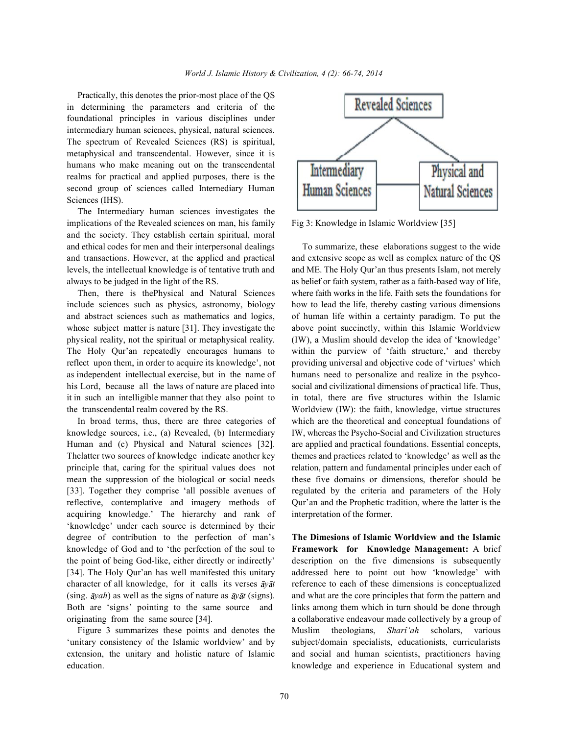Practically, this denotes the prior-most place of the QS in determining the parameters and criteria of the foundational principles in various disciplines under intermediary human sciences, physical, natural sciences. The spectrum of Revealed Sciences (RS) is spiritual, metaphysical and transcendental. However, since it is humans who make meaning out on the transcendental realms for practical and applied purposes, there is the second group of sciences called Internediary Human Sciences (IHS).

The Intermediary human sciences investigates the implications of the Revealed sciences on man, his family and the society. They establish certain spiritual, moral and ethical codes for men and their interpersonal dealings and transactions. However, at the applied and practical levels, the intellectual knowledge is of tentative truth and always to be judged in the light of the RS.

Then, there is thePhysical and Natural Sciences include sciences such as physics, astronomy, biology and abstract sciences such as mathematics and logics, whose subject matter is nature [31]. They investigate the physical reality, not the spiritual or metaphysical reality. The Holy Qur'an repeatedly encourages humans to reflect upon them, in order to acquire its knowledge', not as independent intellectual exercise, but in the name of his Lord, because all the laws of nature are placed into it in such an intelligible manner that they also point to the transcendental realm covered by the RS.

In broad terms, thus, there are three categories of knowledge sources, i.e., (a) Revealed, (b) Intermediary Human and (c) Physical and Natural sciences [32]. Thelatter two sources of knowledge indicate another key principle that, caring for the spiritual values does not mean the suppression of the biological or social needs [33]. Together they comprise 'all possible avenues of reflective, contemplative and imagery methods of acquiring knowledge.' The hierarchy and rank of 'knowledge' under each source is determined by their degree of contribution to the perfection of man's knowledge of God and to 'the perfection of the soul to the point of being God-like, either directly or indirectly' [34]. The Holy Qur'an has well manifested this unitary character of all knowledge, for it calls its verses *āyāt* (sing. *āyah*) as well as the signs of nature as *āyāt* (signs). Both are 'signs' pointing to the same source and originating from the same source [34].

Figure 3 summarizes these points and denotes the 'unitary consistency of the Islamic worldview' and by extension, the unitary and holistic nature of Islamic education.

Fig 3: Knowledge in Islamic Worldview [35]

To summarize, these elaborations suggest to the wide and extensive scope as well as complex nature of the QS and ME. The Holy Qur'an thus presents Islam, not merely as belief or faith system, rather as a faith-based way of life, where faith works in the life. Faith sets the foundations for how to lead the life, thereby casting various dimensions of human life within a certainty paradigm. To put the above point succinctly, within this Islamic Worldview (IW), a Muslim should develop the idea of 'knowledge' within the purview of 'faith structure,' and thereby providing universal and objective code of 'virtues' which humans need to personalize and realize in the psyhco-social and civilizational dimensions of practical life. Thus, in total, there are five structures within the Islamic Worldview (IW): the faith, knowledge, virtue structures which are the theoretical and conceptual foundations of IW, whereas the Psycho-Social and Civilization structures are applied and practical foundations. Essential concepts, themes and practices related to 'knowledge' as well as the relation, pattern and fundamental principles under each of these five domains or dimensions, therefor should be regulated by the criteria and parameters of the Holy Qur'an and the Prophetic tradition, where the latter is the interpretation of the former.

**The Dimesions of Islamic Worldview and the Islamic Framework for Knowledge Management:** A brief description on the five dimensions is subsequently addressed here to point out how 'knowledge' with reference to each of these dimensions is conceptualized and what are the core principles that form the pattern and links among them which in turn should be done through a collaborative endeavour made collectively by a group of Muslim theologians, *Sharî'ah* scholars, various subject/domain specialists, educationists, curricularists and social and human scientists, practitioners having knowledge and experience in Educational system and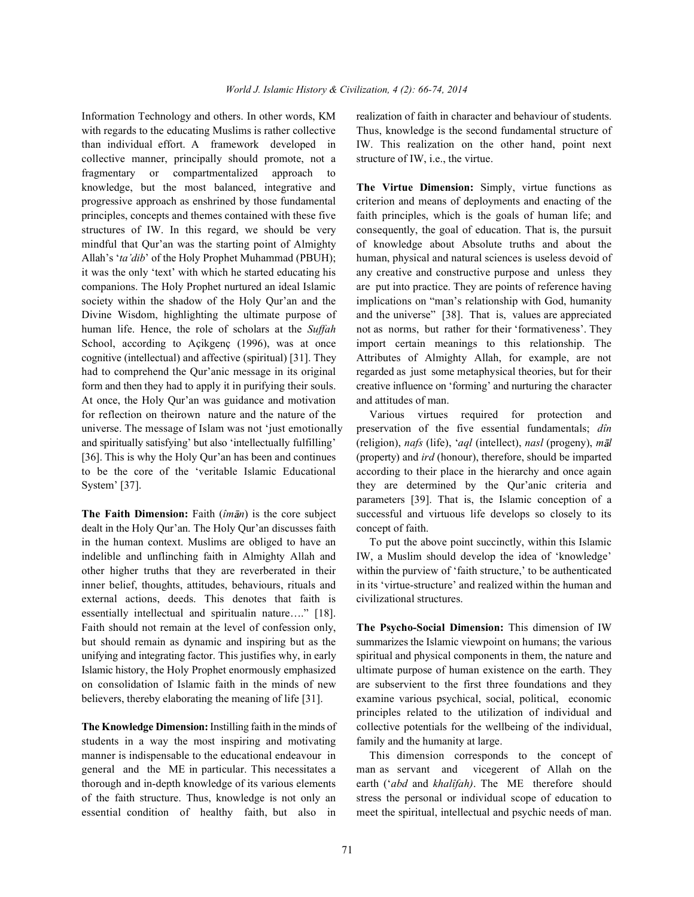Information Technology and others. In other words, KM with regards to the educating Muslims is rather collective than individual effort. A framework developed in collective manner, principally should promote, not a fragmentary or compartmentalized approach to knowledge, but the most balanced, integrative and progressive approach as enshrined by those fundamental principles, concepts and themes contained with these five structures of IW. In this regard, we should be very mindful that Qur'an was the starting point of Almighty Allah's '*ta'dib*' of the Holy Prophet Muhammad (PBUH); it was the only 'text' with which he started educating his companions. The Holy Prophet nurtured an ideal Islamic society within the shadow of the Holy Qur'an and the Divine Wisdom, highlighting the ultimate purpose of human life. Hence, the role of scholars at the *Suffah* School, according to Açikgenç (1996), was at once cognitive (intellectual) and affective (spiritual) [31]. They had to comprehend the Qur'anic message in its original form and then they had to apply it in purifying their souls. At once, the Holy Qur'an was guidance and motivation for reflection on theirown nature and the nature of the universe. The message of Islam was not 'just emotionally and spiritually satisfying' but also 'intellectually fulfilling' [36]. This is why the Holy Qur'an has been and continues to be the core of the 'veritable Islamic Educational System' [37].

**The Faith Dimension:** Faith (*îmān*) is the core subject dealt in the Holy Qur'an. The Holy Qur'an discusses faith in the human context. Muslims are obliged to have an indelible and unflinching faith in Almighty Allah and other higher truths that they are reverberated in their inner belief, thoughts, attitudes, behaviours, rituals and external actions, deeds. This denotes that faith is essentially intellectual and spiritualin nature…." [18]. Faith should not remain at the level of confession only, but should remain as dynamic and inspiring but as the unifying and integrating factor. This justifies why, in early Islamic history, the Holy Prophet enormously emphasized on consolidation of Islamic faith in the minds of new believers, thereby elaborating the meaning of life [31].

**The Knowledge Dimension:** Instilling faith in the minds of students in a way the most inspiring and motivating manner is indispensable to the educational endeavour in general and the ME in particular. This necessitates a thorough and in-depth knowledge of its various elements of the faith structure. Thus, knowledge is not only an essential condition of healthy faith, but also in realization of faith in character and behaviour of students. Thus, knowledge is the second fundamental structure of IW. This realization on the other hand, point next structure of IW, i.e., the virtue.

**The Virtue Dimension:** Simply, virtue functions as criterion and means of deployments and enacting of the faith principles, which is the goals of human life; and consequently, the goal of education. That is, the pursuit of knowledge about Absolute truths and about the human, physical and natural sciences is useless devoid of any creative and constructive purpose and unless they are put into practice. They are points of reference having implications on "man's relationship with God, humanity and the universe" [38]. That is, values are appreciated not as norms, but rather for their 'formativeness'. They import certain meanings to this relationship. The Attributes of Almighty Allah, for example, are not regarded as just some metaphysical theories, but for their creative influence on 'forming' and nurturing the character and attitudes of man.

Various virtues required for protection and preservation of the five essential fundamentals; *dîn* (religion), *nafs* (life), '*aql* (intellect), *nasl* (progeny), *māl* (property) and *ird* (honour), therefore, should be imparted according to their place in the hierarchy and once again they are determined by the Qur'anic criteria and parameters [39]. That is, the Islamic conception of a successful and virtuous life develops so closely to its concept of faith.

To put the above point succinctly, within this Islamic IW, a Muslim should develop the idea of 'knowledge' within the purview of 'faith structure,' to be authenticated in its 'virtue-structure' and realized within the human and civilizational structures.

**The Psycho-Social Dimension:** This dimension of IW summarizes the Islamic viewpoint on humans; the various spiritual and physical components in them, the nature and ultimate purpose of human existence on the earth. They are subservient to the first three foundations and they examine various psychical, social, political, economic principles related to the utilization of individual and collective potentials for the wellbeing of the individual, family and the humanity at large.

This dimension corresponds to the concept of man as servant and vicegerent of Allah on the earth ('*abd* and *khalîfah)*. The ME therefore should stress the personal or individual scope of education to meet the spiritual, intellectual and psychic needs of man.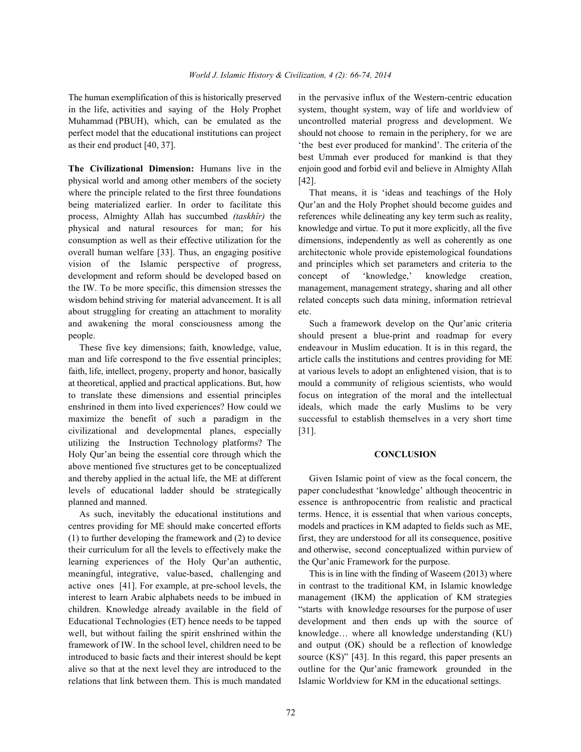The human exemplification of this is historically preserved in the life, activities and saying of the Holy Prophet Muhammad (PBUH), which, can be emulated as the perfect model that the educational institutions can project as their end product [40, 37].

**The Civilizational Dimension:** Humans live in the physical world and among other members of the society where the principle related to the first three foundations being materialized earlier. In order to facilitate this process, Almighty Allah has succumbed *(taskhîr)* the physical and natural resources for man; for his consumption as well as their effective utilization for the overall human welfare [33]. Thus, an engaging positive vision of the Islamic perspective of progress, development and reform should be developed based on the IW. To be more specific, this dimension stresses the wisdom behind striving for material advancement. It is all about struggling for creating an attachment to morality and awakening the moral consciousness among the people.

These five key dimensions; faith, knowledge, value, man and life correspond to the five essential principles; faith, life, intellect, progeny, property and honor, basically at theoretical, applied and practical applications. But, how to translate these dimensions and essential principles enshrined in them into lived experiences? How could we maximize the benefit of such a paradigm in the civilizational and developmental planes, especially utilizing the Instruction Technology platforms? The Holy Qur'an being the essential core through which the above mentioned five structures get to be conceptualized and thereby applied in the actual life, the ME at different levels of educational ladder should be strategically planned and manned.

As such, inevitably the educational institutions and centres providing for ME should make concerted efforts (1) to further developing the framework and (2) to device their curriculum for all the levels to effectively make the learning experiences of the Holy Qur'an authentic, meaningful, integrative, value-based, challenging and active ones [41]. For example, at pre-school levels, the interest to learn Arabic alphabets needs to be imbued in children. Knowledge already available in the field of Educational Technologies (ET) hence needs to be tapped well, but without failing the spirit enshrined within the framework of IW. In the school level, children need to be introduced to basic facts and their interest should be kept alive so that at the next level they are introduced to the relations that link between them. This is much mandated in the pervasive influx of the Western-centric education system, thought system, way of life and worldview of uncontrolled material progress and development. We should not choose to remain in the periphery, for we are 'the best ever produced for mankind'. The criteria of the best Ummah ever produced for mankind is that they enjoin good and forbid evil and believe in Almighty Allah [42].

That means, it is 'ideas and teachings of the Holy Qur'an and the Holy Prophet should become guides and references while delineating any key term such as reality, knowledge and virtue. To put it more explicitly, all the five dimensions, independently as well as coherently as one architectonic whole provide epistemological foundations and principles which set parameters and criteria to the concept of 'knowledge,' knowledge creation, management, management strategy, sharing and all other related concepts such data mining, information retrieval etc.

Such a framework develop on the Qur'anic criteria should present a blue-print and roadmap for every endeavour in Muslim education. It is in this regard, the article calls the institutions and centres providing for ME at various levels to adopt an enlightened vision, that is to mould a community of religious scientists, who would focus on integration of the moral and the intellectual ideals, which made the early Muslims to be very successful to establish themselves in a very short time [31].

## CONCLUSION

Given Islamic point of view as the focal concern, the paper concludesthat 'knowledge' although theocentric in essence is anthropocentric from realistic and practical terms. Hence, it is essential that when various concepts, models and practices in KM adapted to fields such as ME, first, they are understood for all its consequence, positive and otherwise, second conceptualized within purview of the Qur'anic Framework for the purpose.

This is in line with the finding of Waseem (2013) where in contrast to the traditional KM, in Islamic knowledge management (IKM) the application of KM strategies "starts with knowledge resourses for the purpose of user development and then ends up with the source of knowledge… where all knowledge understanding (KU) and output (OK) should be a reflection of knowledge source (KS)" [43]. In this regard, this paper presents an outline for the Qur'anic framework grounded in the Islamic Worldview for KM in the educational settings.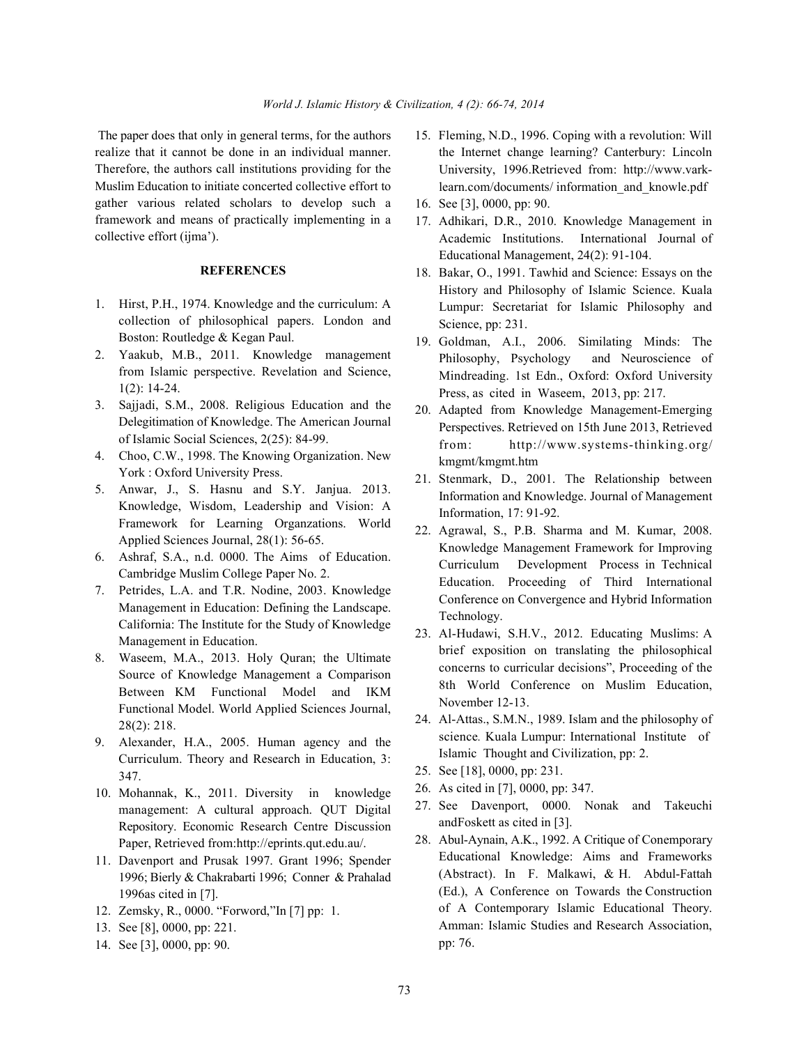The paper does that only in general terms, for the authors realize that it cannot be done in an individual manner. Therefore, the authors call institutions providing for the Muslim Education to initiate concerted collective effort to gather various related scholars to develop such a framework and means of practically implementing in a collective effort (ijma').

## REFERENCES

1. Hirst, P.H., 1974. Knowledge and the curriculum: A collection of philosophical papers. London and Boston: Routledge & Kegan Paul.
2. Yaakub, M.B., 2011. Knowledge management from Islamic perspective. Revelation and Science, 1(2): 14-24.
3. Sajjadi, S.M., 2008. Religious Education and the Delegitimation of Knowledge. The American Journal of Islamic Social Sciences, 2(25): 84-99.
4. Choo, C.W., 1998. The Knowing Organization. New York : Oxford University Press.
5. Anwar, J., S. Hasnu and S.Y. Janjua. 2013. Knowledge, Wisdom, Leadership and Vision: A Framework for Learning Organzations. World Applied Sciences Journal, 28(1): 56-65.
6. Ashraf, S.A., n.d. 0000. The Aims of Education. Cambridge Muslim College Paper No. 2.
7. Petrides, L.A. and T.R. Nodine, 2003. Knowledge Management in Education: Defining the Landscape. California: The Institute for the Study of Knowledge Management in Education.
8. Waseem, M.A., 2013. Holy Quran; the Ultimate Source of Knowledge Management a Comparison Between KM Functional Model and IKM Functional Model. World Applied Sciences Journal, 28(2): 218.
9. Alexander, H.A., 2005. Human agency and the Curriculum. Theory and Research in Education, 3: 347.
10. Mohannak, K., 2011. Diversity in knowledge management: A cultural approach. QUT Digital Repository. Economic Research Centre Discussion Paper, Retrieved from:http://eprints.qut.edu.au/.
11. Davenport and Prusak 1997. Grant 1996; Spender 1996; Bierly & Chakrabarti 1996; Conner & Prahalad 1996as cited in [7].
12. Zemsky, R., 0000. "Forword,"In [7] pp: 1.
13. See [8], 0000, pp: 221.
14. See [3], 0000, pp: 90.
15. Fleming, N.D., 1996. Coping with a revolution: Will the Internet change learning? Canterbury: Lincoln University, 1996.Retrieved from: http://www.vark-learn.com/documents/ information_and_knowle.pdf
16. See [3], 0000, pp: 90.
17. Adhikari, D.R., 2010. Knowledge Management in Academic Institutions. International Journal of Educational Management, 24(2): 91-104.
18. Bakar, O., 1991. Tawhid and Science: Essays on the History and Philosophy of Islamic Science. Kuala Lumpur: Secretariat for Islamic Philosophy and Science, pp: 231.
19. Goldman, A.I., 2006. Similating Minds: The Philosophy, Psychology and Neuroscience of Mindreading. 1st Edn., Oxford: Oxford University Press, as cited in Waseem, 2013, pp: 217.
20. Adapted from Knowledge Management-Emerging Perspectives. Retrieved on 15th June 2013, Retrieved from: http://www.systems-thinking.org/kmgmt/kmgmt.htm
21. Stenmark, D., 2001. The Relationship between Information and Knowledge. Journal of Management Information, 17: 91-92.
22. Agrawal, S., P.B. Sharma and M. Kumar, 2008. Knowledge Management Framework for Improving Curriculum Development Process in Technical Education. Proceeding of Third International Conference on Convergence and Hybrid Information Technology.
23. Al-Hudawi, S.H.V., 2012. Educating Muslims: A brief exposition on translating the philosophical concerns to curricular decisions", Proceeding of the 8th World Conference on Muslim Education, November 12-13.
24. Al-Attas., S.M.N., 1989. Islam and the philosophy of science. Kuala Lumpur: International Institute of Islamic Thought and Civilization, pp: 2.
25. See [18], 0000, pp: 231.
26. As cited in [7], 0000, pp: 347.
27. See Davenport, 0000. Nonak and Takeuchi andFoskett as cited in [3].
28. Abul-Aynain, A.K., 1992. A Critique of Conemporary Educational Knowledge: Aims and Frameworks (Abstract). In F. Malkawi, & H. Abdul-Fattah (Ed.), A Conference on Towards the Construction of A Contemporary Islamic Educational Theory. Amman: Islamic Studies and Research Association, pp: 76.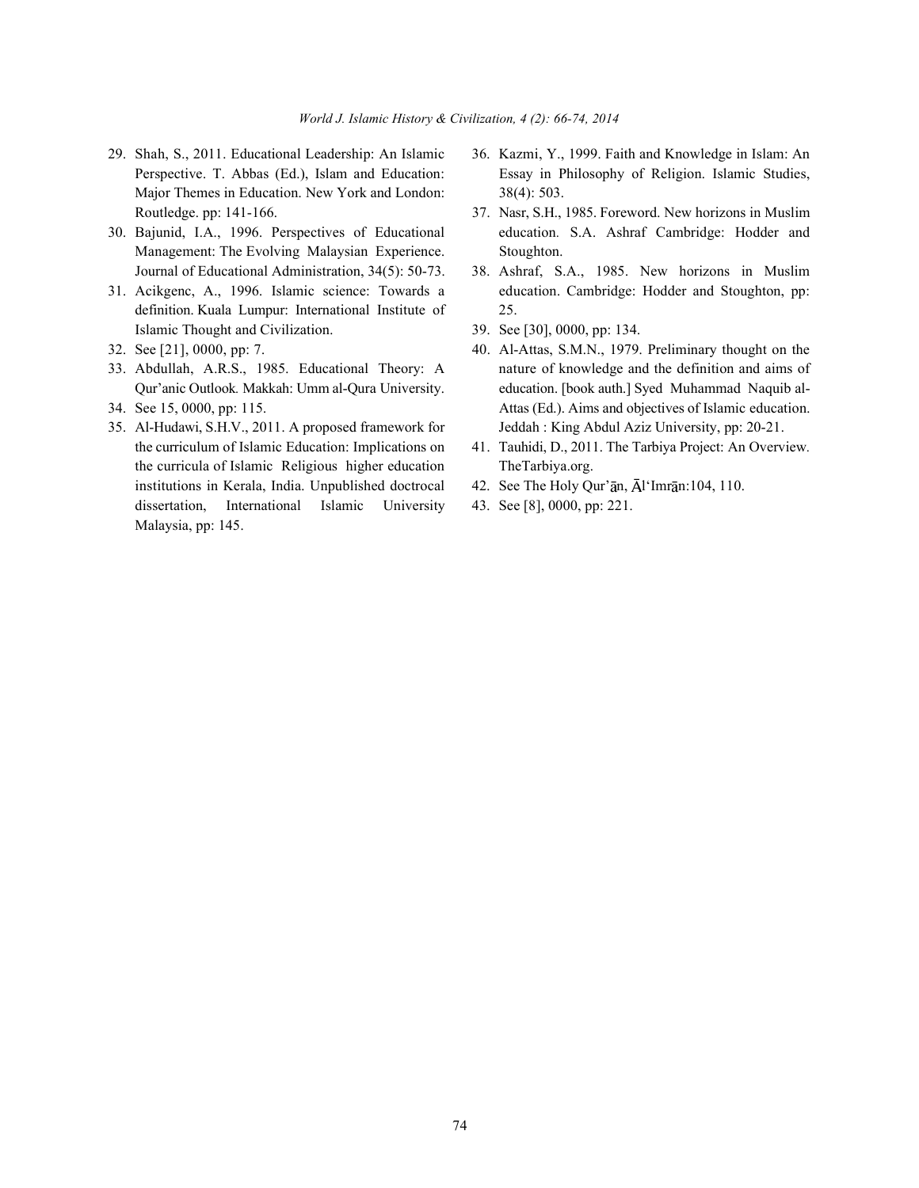29. Shah, S., 2011. Educational Leadership: An Islamic Perspective. T. Abbas (Ed.), Islam and Education: Major Themes in Education. New York and London: Routledge. pp: 141-166.
30. Bajunid, I.A., 1996. Perspectives of Educational Management: The Evolving Malaysian Experience. Journal of Educational Administration, 34(5): 50-73.
31. Acikgenc, A., 1996. Islamic science: Towards a definition. Kuala Lumpur: International Institute of Islamic Thought and Civilization.
32. See [21], 0000, pp: 7.
33. Abdullah, A.R.S., 1985. Educational Theory: A Qur'anic Outlook. Makkah: Umm al-Qura University.
34. See 15, 0000, pp: 115.
35. Al-Hudawi, S.H.V., 2011. A proposed framework for the curriculum of Islamic Education: Implications on the curricula of Islamic Religious higher education institutions in Kerala, India. Unpublished doctrocal dissertation, International Islamic University Malaysia, pp: 145.
36. Kazmi, Y., 1999. Faith and Knowledge in Islam: An Essay in Philosophy of Religion. Islamic Studies, 38(4): 503.
37. Nasr, S.H., 1985. Foreword. New horizons in Muslim education. S.A. Ashraf Cambridge: Hodder and Stoughton.
38. Ashraf, S.A., 1985. New horizons in Muslim education. Cambridge: Hodder and Stoughton, pp: 25.
39. See [30], 0000, pp: 134.
40. Al-Attas, S.M.N., 1979. Preliminary thought on the nature of knowledge and the definition and aims of education. [book auth.] Syed Muhammad Naquib al-Attas (Ed.). Aims and objectives of Islamic education. Jeddah : King Abdul Aziz University, pp: 20-21.
41. Tauhidi, D., 2011. The Tarbiya Project: An Overview. TheTarbiya.org.
42. See The Holy Qur'ān, Āl'Imrān:104, 110.
43. See [8], 0000, pp: 221.